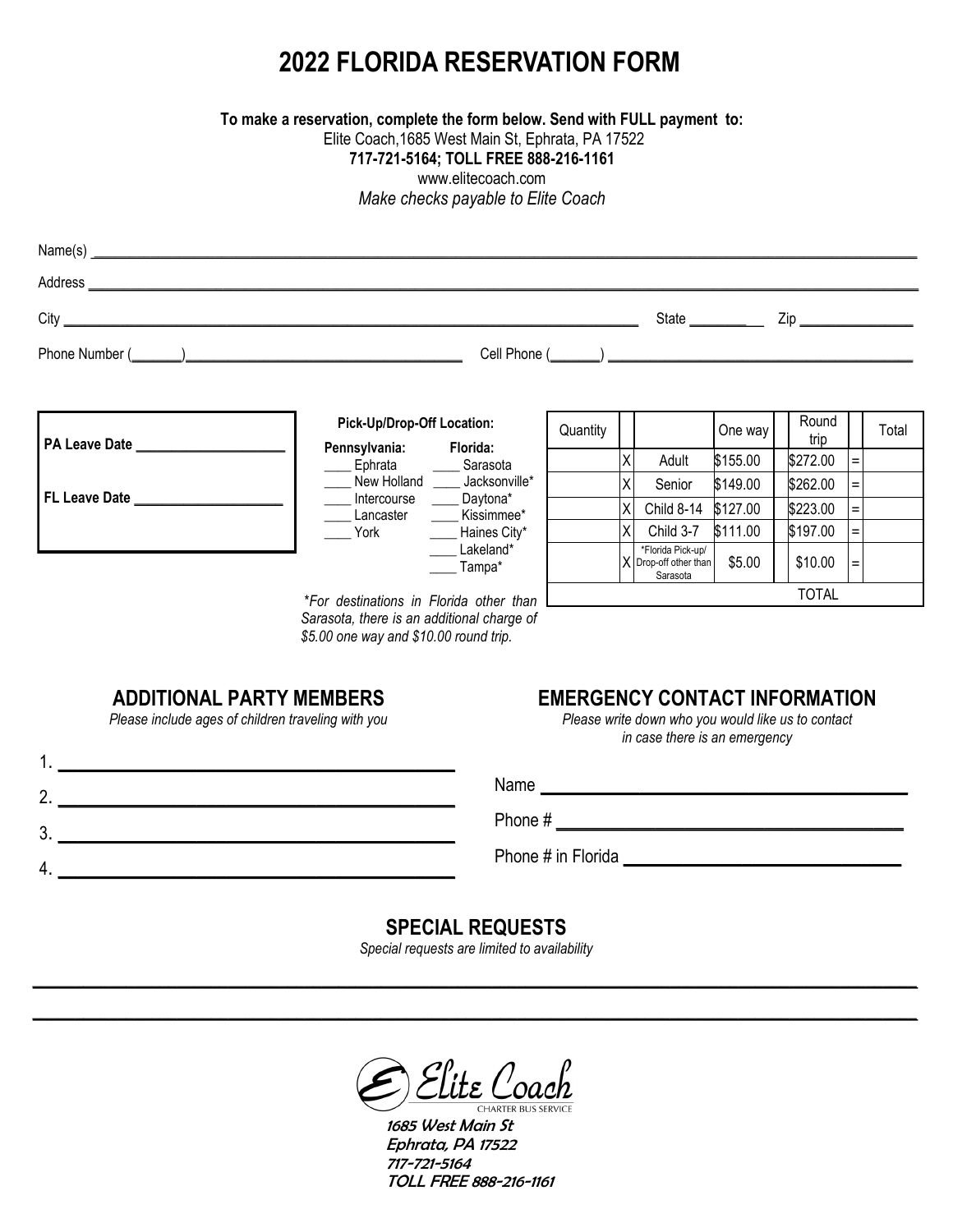# 2022 FLORIDA RESERVATION FORM

**To make a reservation, complete the form below. Send with FULL payment to:**
Elite Coach,1685 West Main St, Ephrata, PA 17522
**717-721-5164; TOLL FREE 888-216-1161**
www.elitecoach.com
*Make checks payable to Elite Coach*

Name(s) ____________________________________________

Address ____________________________________________

City ______________________________ State ________ Zip ______________

Phone Number (______)______________________ Cell Phone (______) ______________________

**PA Leave Date** __________________

**FL Leave Date** __________________

**Pick-Up/Drop-Off Location:**

**Pennsylvania:**
____ Ephrata
____ New Holland
____ Intercourse
____ Lancaster
____ York

**Florida:**
____ Sarasota
____ Jacksonville*
____ Daytona*
____ Kissimmee*
____ Haines City*
____ Lakeland*
____ Tampa*

*\*For destinations in Florida other than Sarasota, there is an additional charge of $5.00 one way and $10.00 round trip.*

| Quantity | | | One way | | Round trip | | Total |
|---|---|---|---|---|---|---|---|
| | X | Adult | $155.00 | | $272.00 | = | |
| | X | Senior | $149.00 | | $262.00 | = | |
| | X | Child 8-14 | $127.00 | | $223.00 | = | |
| | X | Child 3-7 | $111.00 | | $197.00 | = | |
| | X | *Florida Pick-up/ Drop-off other than Sarasota | $5.00 | | $10.00 | = | |
| | | | | | TOTAL | | |

## ADDITIONAL PARTY MEMBERS

*Please include ages of children traveling with you*

1. ______________________________
2. ______________________________
3. ______________________________
4. ______________________________

## EMERGENCY CONTACT INFORMATION

*Please write down who you would like us to contact in case there is an emergency*

Name ______________________________

Phone # ______________________________

Phone # in Florida ______________________________

## SPECIAL REQUESTS

*Special requests are limited to availability*

____________________________________________

____________________________________________

Elite Coach
CHARTER BUS SERVICE
1685 West Main St
Ephrata, PA 17522
717-721-5164
TOLL FREE 888-216-1161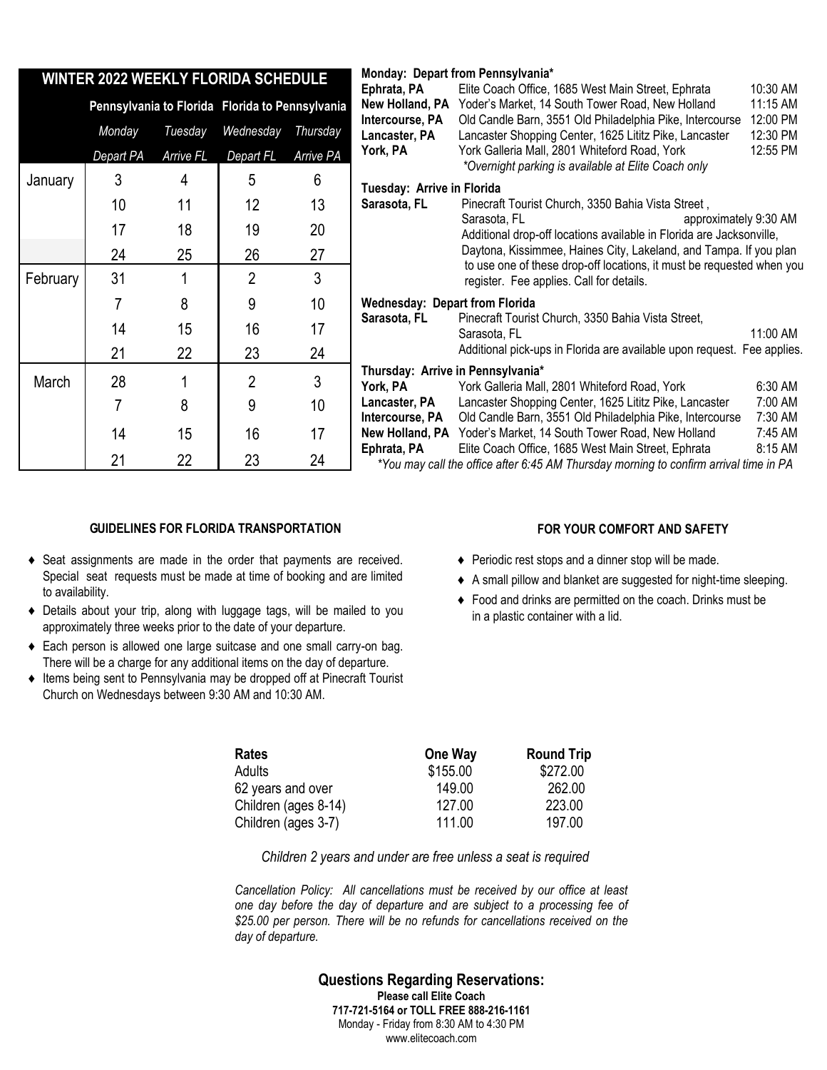## WINTER 2022 WEEKLY FLORIDA SCHEDULE

| | Pennsylvania to Florida | | Florida to Pennsylvania | |
|---|---|---|---|---|
| | Monday | Tuesday | Wednesday | Thursday |
| | Depart PA | Arrive FL | Depart FL | Arrive PA |
| January | 3 | 4 | 5 | 6 |
| | 10 | 11 | 12 | 13 |
| | 17 | 18 | 19 | 20 |
| | 24 | 25 | 26 | 27 |
| February | 31 | 1 | 2 | 3 |
| | 7 | 8 | 9 | 10 |
| | 14 | 15 | 16 | 17 |
| | 21 | 22 | 23 | 24 |
| March | 28 | 1 | 2 | 3 |
| | 7 | 8 | 9 | 10 |
| | 14 | 15 | 16 | 17 |
| | 21 | 22 | 23 | 24 |

**Monday: Depart from Pennsylvania***

| | | |
|---|---|---|
| **Ephrata, PA** | Elite Coach Office, 1685 West Main Street, Ephrata | 10:30 AM |
| **New Holland, PA** | Yoder's Market, 14 South Tower Road, New Holland | 11:15 AM |
| **Intercourse, PA** | Old Candle Barn, 3551 Old Philadelphia Pike, Intercourse | 12:00 PM |
| **Lancaster, PA** | Lancaster Shopping Center, 1625 Lititz Pike, Lancaster | 12:30 PM |
| **York, PA** | York Galleria Mall, 2801 Whiteford Road, York | 12:55 PM |

*\*Overnight parking is available at Elite Coach only*

**Tuesday: Arrive in Florida**

**Sarasota, FL** Pinecraft Tourist Church, 3350 Bahia Vista Street, Sarasota, FL — approximately 9:30 AM

Additional drop-off locations available in Florida are Jacksonville, Daytona, Kissimmee, Haines City, Lakeland, and Tampa. If you plan to use one of these drop-off locations, it must be requested when you register. Fee applies. Call for details.

**Wednesday: Depart from Florida**

**Sarasota, FL** Pinecraft Tourist Church, 3350 Bahia Vista Street, Sarasota, FL — 11:00 AM

Additional pick-ups in Florida are available upon request. Fee applies.

**Thursday: Arrive in Pennsylvania***

| | | |
|---|---|---|
| **York, PA** | York Galleria Mall, 2801 Whiteford Road, York | 6:30 AM |
| **Lancaster, PA** | Lancaster Shopping Center, 1625 Lititz Pike, Lancaster | 7:00 AM |
| **Intercourse, PA** | Old Candle Barn, 3551 Old Philadelphia Pike, Intercourse | 7:30 AM |
| **New Holland, PA** | Yoder's Market, 14 South Tower Road, New Holland | 7:45 AM |
| **Ephrata, PA** | Elite Coach Office, 1685 West Main Street, Ephrata | 8:15 AM |

*\*You may call the office after 6:45 AM Thursday morning to confirm arrival time in PA*

### GUIDELINES FOR FLORIDA TRANSPORTATION

- Seat assignments are made in the order that payments are received. Special seat requests must be made at time of booking and are limited to availability.
- Details about your trip, along with luggage tags, will be mailed to you approximately three weeks prior to the date of your departure.
- Each person is allowed one large suitcase and one small carry-on bag. There will be a charge for any additional items on the day of departure.
- Items being sent to Pennsylvania may be dropped off at Pinecraft Tourist Church on Wednesdays between 9:30 AM and 10:30 AM.

### FOR YOUR COMFORT AND SAFETY

- Periodic rest stops and a dinner stop will be made.
- A small pillow and blanket are suggested for night-time sleeping.
- Food and drinks are permitted on the coach. Drinks must be in a plastic container with a lid.

| Rates | One Way | Round Trip |
|---|---|---|
| Adults | $155.00 | $272.00 |
| 62 years and over | 149.00 | 262.00 |
| Children (ages 8-14) | 127.00 | 223.00 |
| Children (ages 3-7) | 111.00 | 197.00 |

*Children 2 years and under are free unless a seat is required*

*Cancellation Policy: All cancellations must be received by our office at least one day before the day of departure and are subject to a processing fee of $25.00 per person. There will be no refunds for cancellations received on the day of departure.*

### Questions Regarding Reservations:

**Please call Elite Coach**
**717-721-5164 or TOLL FREE 888-216-1161**
Monday - Friday from 8:30 AM to 4:30 PM
www.elitecoach.com